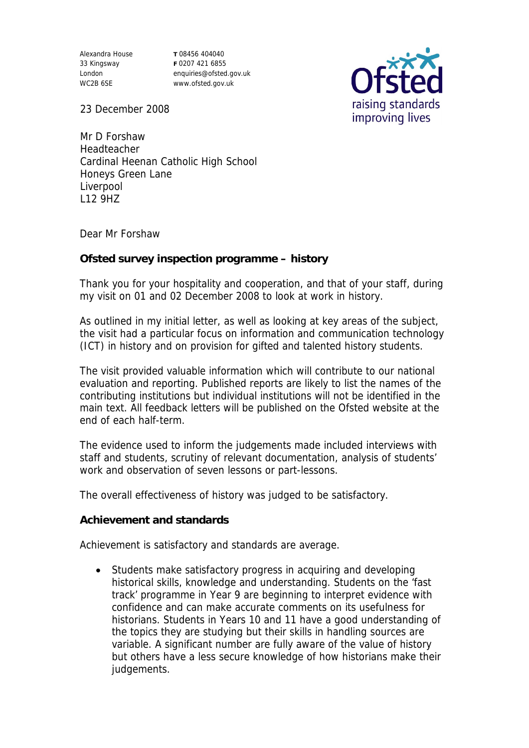Alexandra House
33 Kingsway
London
WC2B 6SE

**T** 08456 404040
**F** 0207 421 6855
enquiries@ofsted.gov.uk
www.ofsted.gov.uk

23 December 2008

Mr D Forshaw
Headteacher
Cardinal Heenan Catholic High School
Honeys Green Lane
Liverpool
L12 9HZ

Dear Mr Forshaw

**Ofsted survey inspection programme – history**

Thank you for your hospitality and cooperation, and that of your staff, during my visit on 01 and 02 December 2008 to look at work in history.

As outlined in my initial letter, as well as looking at key areas of the subject, the visit had a particular focus on information and communication technology (ICT) in history and on provision for gifted and talented history students.

The visit provided valuable information which will contribute to our national evaluation and reporting. Published reports are likely to list the names of the contributing institutions but individual institutions will not be identified in the main text. All feedback letters will be published on the Ofsted website at the end of each half-term.

The evidence used to inform the judgements made included interviews with staff and students, scrutiny of relevant documentation, analysis of students' work and observation of seven lessons or part-lessons.

The overall effectiveness of history was judged to be satisfactory.

**Achievement and standards**

Achievement is satisfactory and standards are average.

- Students make satisfactory progress in acquiring and developing historical skills, knowledge and understanding. Students on the 'fast track' programme in Year 9 are beginning to interpret evidence with confidence and can make accurate comments on its usefulness for historians. Students in Years 10 and 11 have a good understanding of the topics they are studying but their skills in handling sources are variable. A significant number are fully aware of the value of history but others have a less secure knowledge of how historians make their judgements.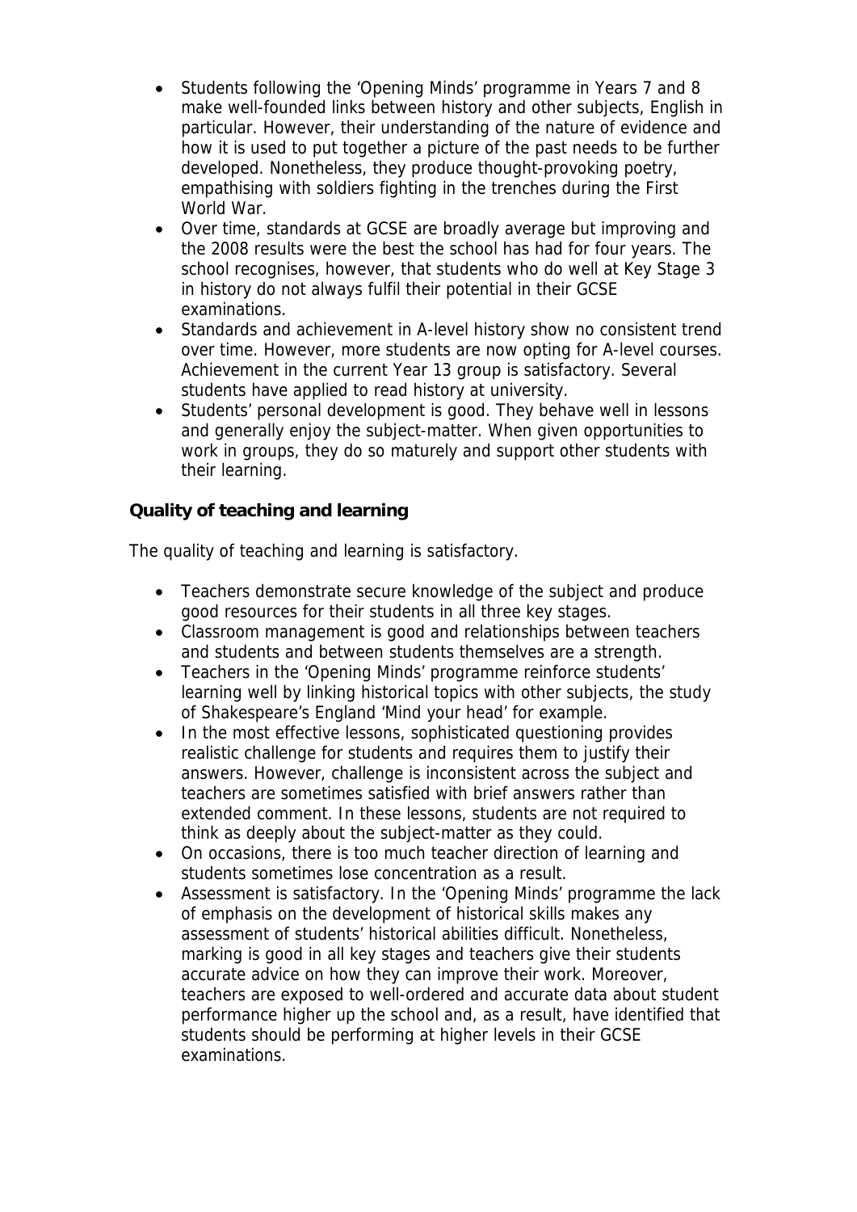- Students following the 'Opening Minds' programme in Years 7 and 8 make well-founded links between history and other subjects, English in particular. However, their understanding of the nature of evidence and how it is used to put together a picture of the past needs to be further developed. Nonetheless, they produce thought-provoking poetry, empathising with soldiers fighting in the trenches during the First World War.
- Over time, standards at GCSE are broadly average but improving and the 2008 results were the best the school has had for four years. The school recognises, however, that students who do well at Key Stage 3 in history do not always fulfil their potential in their GCSE examinations.
- Standards and achievement in A-level history show no consistent trend over time. However, more students are now opting for A-level courses. Achievement in the current Year 13 group is satisfactory. Several students have applied to read history at university.
- Students' personal development is good. They behave well in lessons and generally enjoy the subject-matter. When given opportunities to work in groups, they do so maturely and support other students with their learning.

**Quality of teaching and learning**

The quality of teaching and learning is satisfactory.

- Teachers demonstrate secure knowledge of the subject and produce good resources for their students in all three key stages.
- Classroom management is good and relationships between teachers and students and between students themselves are a strength.
- Teachers in the 'Opening Minds' programme reinforce students' learning well by linking historical topics with other subjects, the study of Shakespeare's England 'Mind your head' for example.
- In the most effective lessons, sophisticated questioning provides realistic challenge for students and requires them to justify their answers. However, challenge is inconsistent across the subject and teachers are sometimes satisfied with brief answers rather than extended comment. In these lessons, students are not required to think as deeply about the subject-matter as they could.
- On occasions, there is too much teacher direction of learning and students sometimes lose concentration as a result.
- Assessment is satisfactory. In the 'Opening Minds' programme the lack of emphasis on the development of historical skills makes any assessment of students' historical abilities difficult. Nonetheless, marking is good in all key stages and teachers give their students accurate advice on how they can improve their work. Moreover, teachers are exposed to well-ordered and accurate data about student performance higher up the school and, as a result, have identified that students should be performing at higher levels in their GCSE examinations.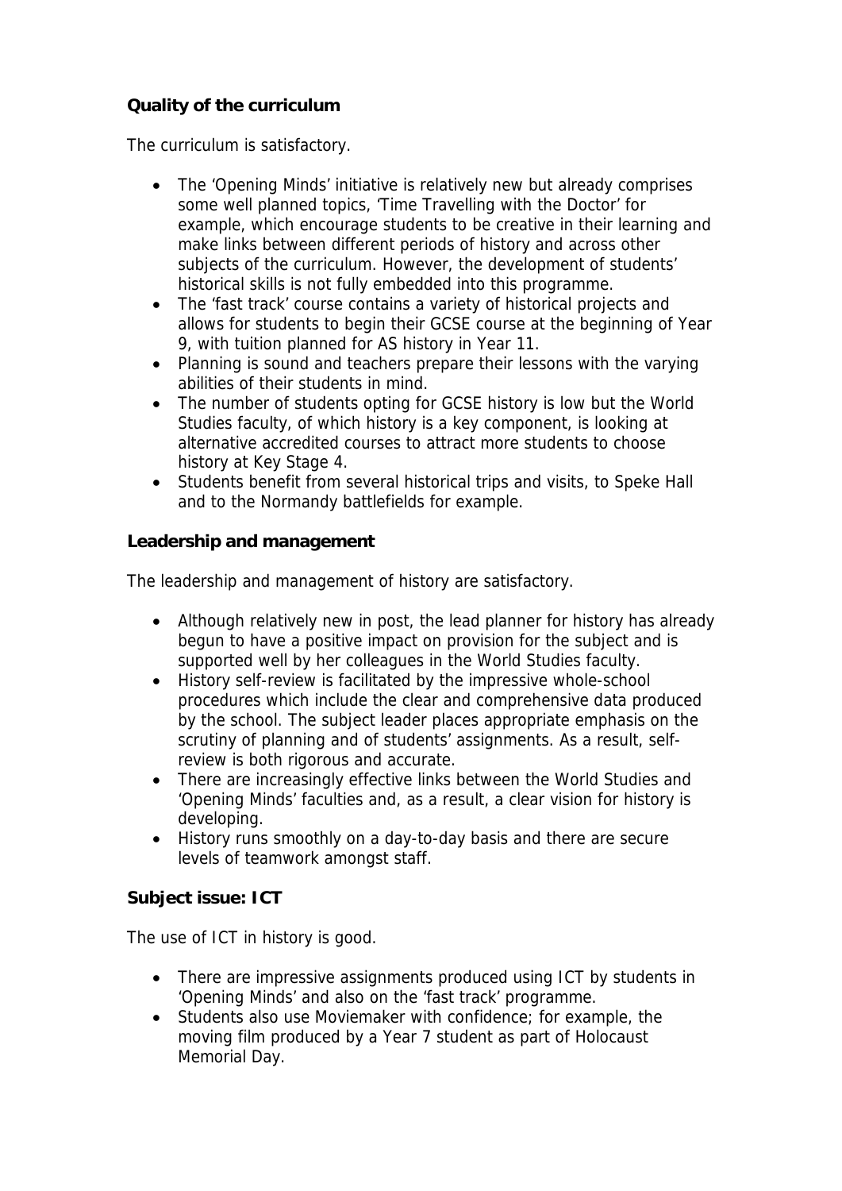**Quality of the curriculum**

The curriculum is satisfactory.

- The 'Opening Minds' initiative is relatively new but already comprises some well planned topics, 'Time Travelling with the Doctor' for example, which encourage students to be creative in their learning and make links between different periods of history and across other subjects of the curriculum. However, the development of students' historical skills is not fully embedded into this programme.
- The 'fast track' course contains a variety of historical projects and allows for students to begin their GCSE course at the beginning of Year 9, with tuition planned for AS history in Year 11.
- Planning is sound and teachers prepare their lessons with the varying abilities of their students in mind.
- The number of students opting for GCSE history is low but the World Studies faculty, of which history is a key component, is looking at alternative accredited courses to attract more students to choose history at Key Stage 4.
- Students benefit from several historical trips and visits, to Speke Hall and to the Normandy battlefields for example.

**Leadership and management**

The leadership and management of history are satisfactory.

- Although relatively new in post, the lead planner for history has already begun to have a positive impact on provision for the subject and is supported well by her colleagues in the World Studies faculty.
- History self-review is facilitated by the impressive whole-school procedures which include the clear and comprehensive data produced by the school. The subject leader places appropriate emphasis on the scrutiny of planning and of students' assignments. As a result, self-review is both rigorous and accurate.
- There are increasingly effective links between the World Studies and 'Opening Minds' faculties and, as a result, a clear vision for history is developing.
- History runs smoothly on a day-to-day basis and there are secure levels of teamwork amongst staff.

**Subject issue: ICT**

The use of ICT in history is good.

- There are impressive assignments produced using ICT by students in 'Opening Minds' and also on the 'fast track' programme.
- Students also use Moviemaker with confidence; for example, the moving film produced by a Year 7 student as part of Holocaust Memorial Day.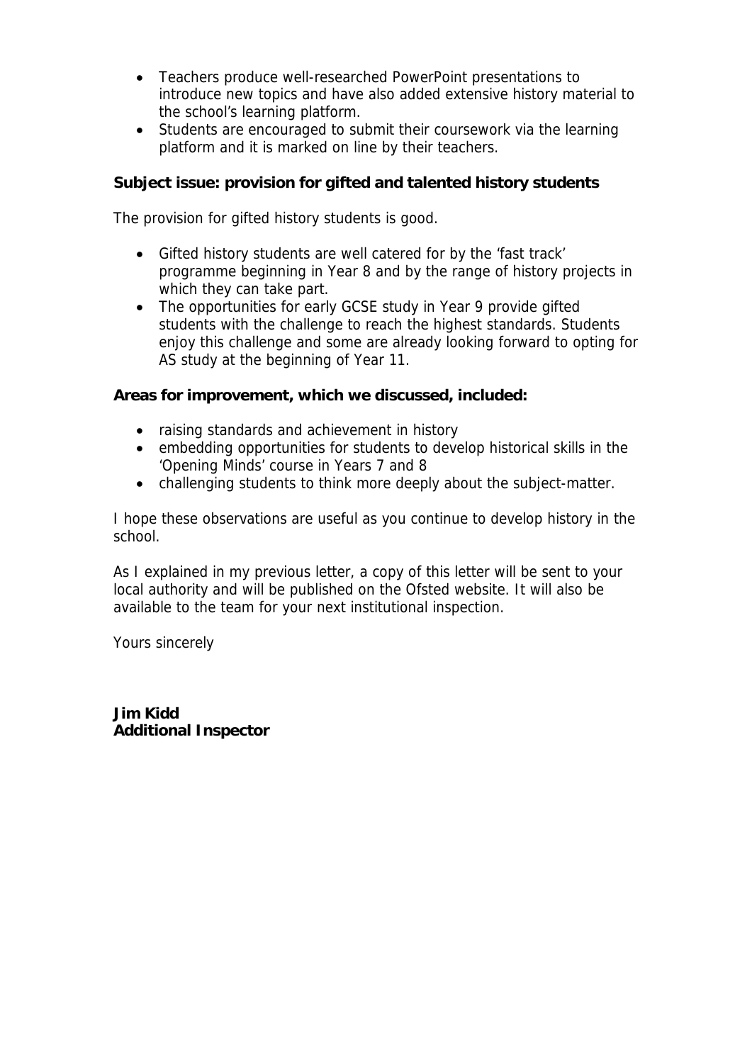- Teachers produce well-researched PowerPoint presentations to introduce new topics and have also added extensive history material to the school's learning platform.
- Students are encouraged to submit their coursework via the learning platform and it is marked on line by their teachers.

**Subject issue: provision for gifted and talented history students**

The provision for gifted history students is good.

- Gifted history students are well catered for by the 'fast track' programme beginning in Year 8 and by the range of history projects in which they can take part.
- The opportunities for early GCSE study in Year 9 provide gifted students with the challenge to reach the highest standards. Students enjoy this challenge and some are already looking forward to opting for AS study at the beginning of Year 11.

**Areas for improvement, which we discussed, included:**

- raising standards and achievement in history
- embedding opportunities for students to develop historical skills in the 'Opening Minds' course in Years 7 and 8
- challenging students to think more deeply about the subject-matter.

I hope these observations are useful as you continue to develop history in the school.

As I explained in my previous letter, a copy of this letter will be sent to your local authority and will be published on the Ofsted website. It will also be available to the team for your next institutional inspection.

Yours sincerely

**Jim Kidd**
**Additional Inspector**